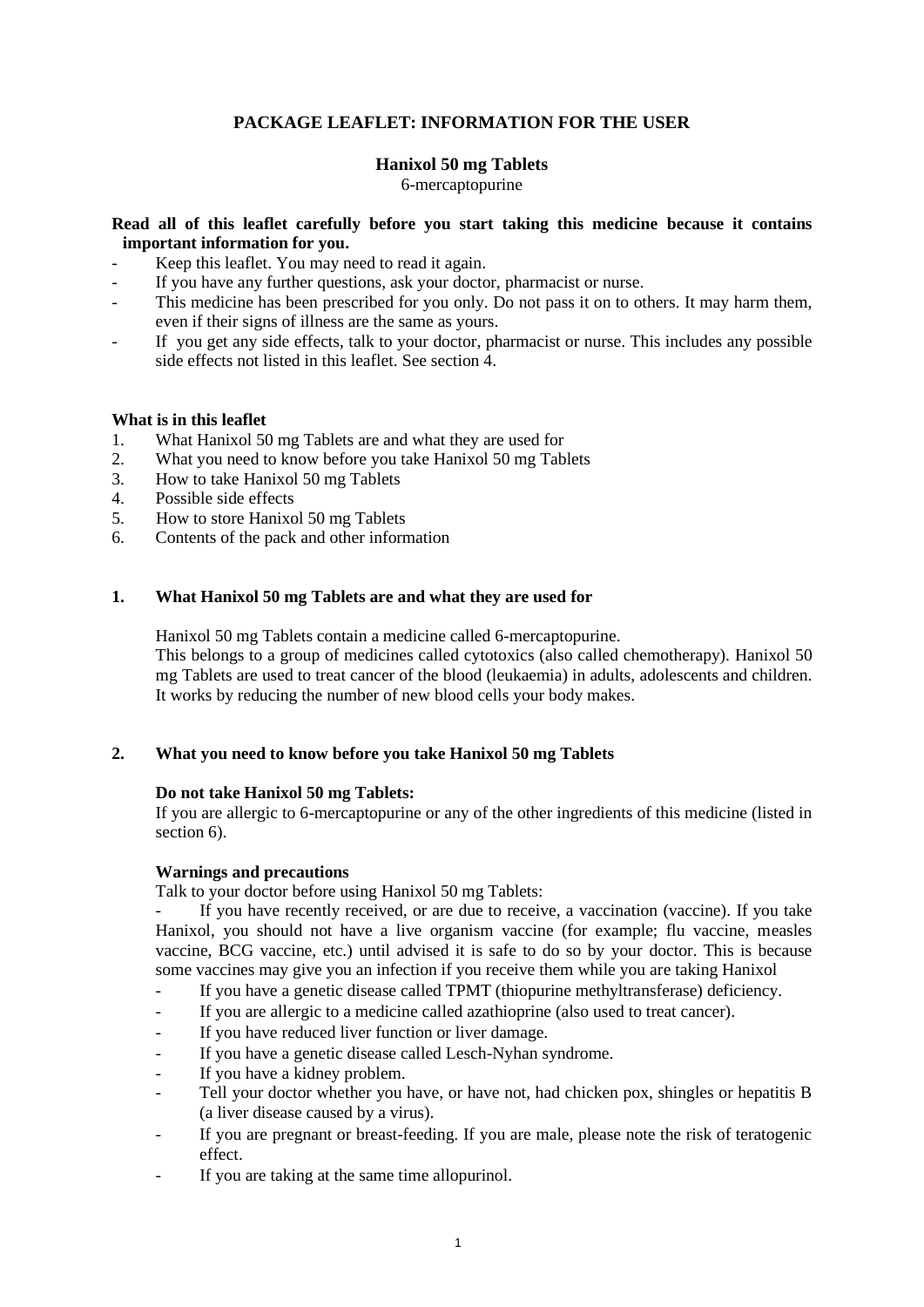# PACKAGE LEAFLET: INFORMATION FOR THE USER

## Hanixol 50 mg Tablets

6-mercaptopurine

**Read all of this leaflet carefully before you start taking this medicine because it contains important information for you.**

- Keep this leaflet. You may need to read it again.
- If you have any further questions, ask your doctor, pharmacist or nurse.
- This medicine has been prescribed for you only. Do not pass it on to others. It may harm them, even if their signs of illness are the same as yours.
- If you get any side effects, talk to your doctor, pharmacist or nurse. This includes any possible side effects not listed in this leaflet. See section 4.

**What is in this leaflet**

1. What Hanixol 50 mg Tablets are and what they are used for
2. What you need to know before you take Hanixol 50 mg Tablets
3. How to take Hanixol 50 mg Tablets
4. Possible side effects
5. How to store Hanixol 50 mg Tablets
6. Contents of the pack and other information

## 1. What Hanixol 50 mg Tablets are and what they are used for

Hanixol 50 mg Tablets contain a medicine called 6-mercaptopurine.
This belongs to a group of medicines called cytotoxics (also called chemotherapy). Hanixol 50 mg Tablets are used to treat cancer of the blood (leukaemia) in adults, adolescents and children. It works by reducing the number of new blood cells your body makes.

## 2. What you need to know before you take Hanixol 50 mg Tablets

**Do not take Hanixol 50 mg Tablets:**

If you are allergic to 6-mercaptopurine or any of the other ingredients of this medicine (listed in section 6).

**Warnings and precautions**

Talk to your doctor before using Hanixol 50 mg Tablets:

- If you have recently received, or are due to receive, a vaccination (vaccine). If you take Hanixol, you should not have a live organism vaccine (for example; flu vaccine, measles vaccine, BCG vaccine, etc.) until advised it is safe to do so by your doctor. This is because some vaccines may give you an infection if you receive them while you are taking Hanixol
- If you have a genetic disease called TPMT (thiopurine methyltransferase) deficiency.
- If you are allergic to a medicine called azathioprine (also used to treat cancer).
- If you have reduced liver function or liver damage.
- If you have a genetic disease called Lesch-Nyhan syndrome.
- If you have a kidney problem.
- Tell your doctor whether you have, or have not, had chicken pox, shingles or hepatitis B (a liver disease caused by a virus).
- If you are pregnant or breast-feeding. If you are male, please note the risk of teratogenic effect.
- If you are taking at the same time allopurinol.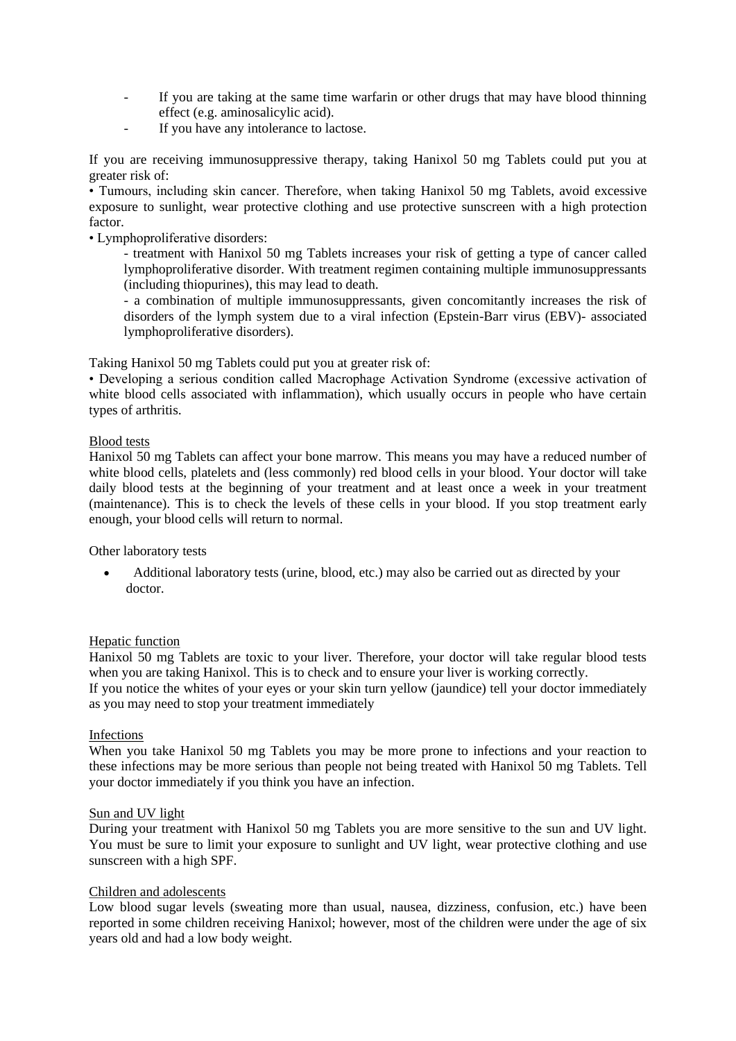- If you are taking at the same time warfarin or other drugs that may have blood thinning effect (e.g. aminosalicylic acid).
- If you have any intolerance to lactose.

If you are receiving immunosuppressive therapy, taking Hanixol 50 mg Tablets could put you at greater risk of:

• Tumours, including skin cancer. Therefore, when taking Hanixol 50 mg Tablets, avoid excessive exposure to sunlight, wear protective clothing and use protective sunscreen with a high protection factor.

• Lymphoproliferative disorders:

- treatment with Hanixol 50 mg Tablets increases your risk of getting a type of cancer called lymphoproliferative disorder. With treatment regimen containing multiple immunosuppressants (including thiopurines), this may lead to death.

- a combination of multiple immunosuppressants, given concomitantly increases the risk of disorders of the lymph system due to a viral infection (Epstein-Barr virus (EBV)- associated lymphoproliferative disorders).

Taking Hanixol 50 mg Tablets could put you at greater risk of:

• Developing a serious condition called Macrophage Activation Syndrome (excessive activation of white blood cells associated with inflammation), which usually occurs in people who have certain types of arthritis.

Blood tests

Hanixol 50 mg Tablets can affect your bone marrow. This means you may have a reduced number of white blood cells, platelets and (less commonly) red blood cells in your blood. Your doctor will take daily blood tests at the beginning of your treatment and at least once a week in your treatment (maintenance). This is to check the levels of these cells in your blood. If you stop treatment early enough, your blood cells will return to normal.

Other laboratory tests

- Additional laboratory tests (urine, blood, etc.) may also be carried out as directed by your doctor.

Hepatic function

Hanixol 50 mg Tablets are toxic to your liver. Therefore, your doctor will take regular blood tests when you are taking Hanixol. This is to check and to ensure your liver is working correctly.
If you notice the whites of your eyes or your skin turn yellow (jaundice) tell your doctor immediately as you may need to stop your treatment immediately

Infections

When you take Hanixol 50 mg Tablets you may be more prone to infections and your reaction to these infections may be more serious than people not being treated with Hanixol 50 mg Tablets. Tell your doctor immediately if you think you have an infection.

Sun and UV light

During your treatment with Hanixol 50 mg Tablets you are more sensitive to the sun and UV light. You must be sure to limit your exposure to sunlight and UV light, wear protective clothing and use sunscreen with a high SPF.

Children and adolescents

Low blood sugar levels (sweating more than usual, nausea, dizziness, confusion, etc.) have been reported in some children receiving Hanixol; however, most of the children were under the age of six years old and had a low body weight.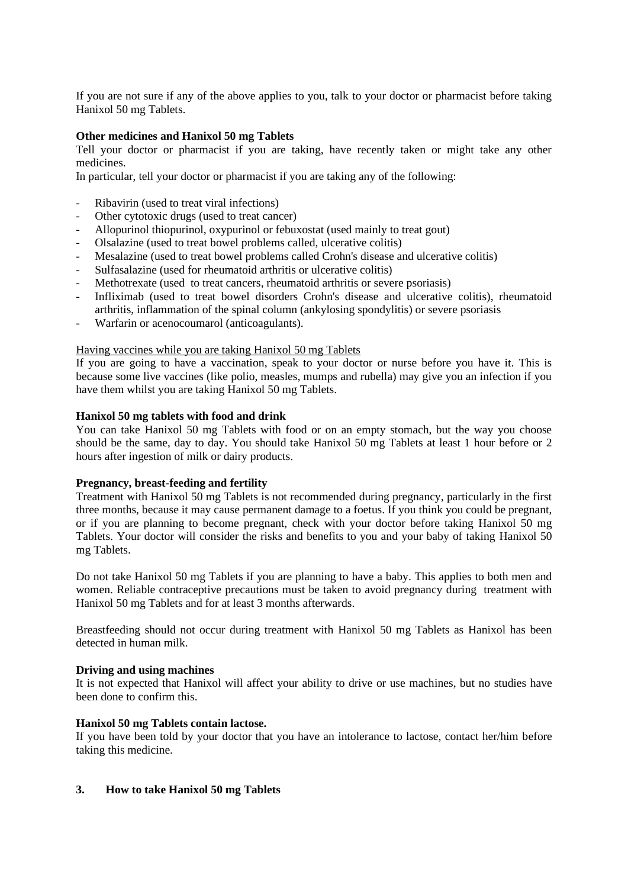If you are not sure if any of the above applies to you, talk to your doctor or pharmacist before taking Hanixol 50 mg Tablets.

**Other medicines and Hanixol 50 mg Tablets**

Tell your doctor or pharmacist if you are taking, have recently taken or might take any other medicines.

In particular, tell your doctor or pharmacist if you are taking any of the following:

- Ribavirin (used to treat viral infections)
- Other cytotoxic drugs (used to treat cancer)
- Allopurinol thiopurinol, oxypurinol or febuxostat (used mainly to treat gout)
- Olsalazine (used to treat bowel problems called, ulcerative colitis)
- Mesalazine (used to treat bowel problems called Crohn's disease and ulcerative colitis)
- Sulfasalazine (used for rheumatoid arthritis or ulcerative colitis)
- Methotrexate (used to treat cancers, rheumatoid arthritis or severe psoriasis)
- Infliximab (used to treat bowel disorders Crohn's disease and ulcerative colitis), rheumatoid arthritis, inflammation of the spinal column (ankylosing spondylitis) or severe psoriasis
- Warfarin or acenocoumarol (anticoagulants).

Having vaccines while you are taking Hanixol 50 mg Tablets

If you are going to have a vaccination, speak to your doctor or nurse before you have it. This is because some live vaccines (like polio, measles, mumps and rubella) may give you an infection if you have them whilst you are taking Hanixol 50 mg Tablets.

**Hanixol 50 mg tablets with food and drink**

You can take Hanixol 50 mg Tablets with food or on an empty stomach, but the way you choose should be the same, day to day. You should take Hanixol 50 mg Tablets at least 1 hour before or 2 hours after ingestion of milk or dairy products.

**Pregnancy, breast-feeding and fertility**

Treatment with Hanixol 50 mg Tablets is not recommended during pregnancy, particularly in the first three months, because it may cause permanent damage to a foetus. If you think you could be pregnant, or if you are planning to become pregnant, check with your doctor before taking Hanixol 50 mg Tablets. Your doctor will consider the risks and benefits to you and your baby of taking Hanixol 50 mg Tablets.

Do not take Hanixol 50 mg Tablets if you are planning to have a baby. This applies to both men and women. Reliable contraceptive precautions must be taken to avoid pregnancy during treatment with Hanixol 50 mg Tablets and for at least 3 months afterwards.

Breastfeeding should not occur during treatment with Hanixol 50 mg Tablets as Hanixol has been detected in human milk.

**Driving and using machines**

It is not expected that Hanixol will affect your ability to drive or use machines, but no studies have been done to confirm this.

**Hanixol 50 mg Tablets contain lactose.**

If you have been told by your doctor that you have an intolerance to lactose, contact her/him before taking this medicine.

## 3. How to take Hanixol 50 mg Tablets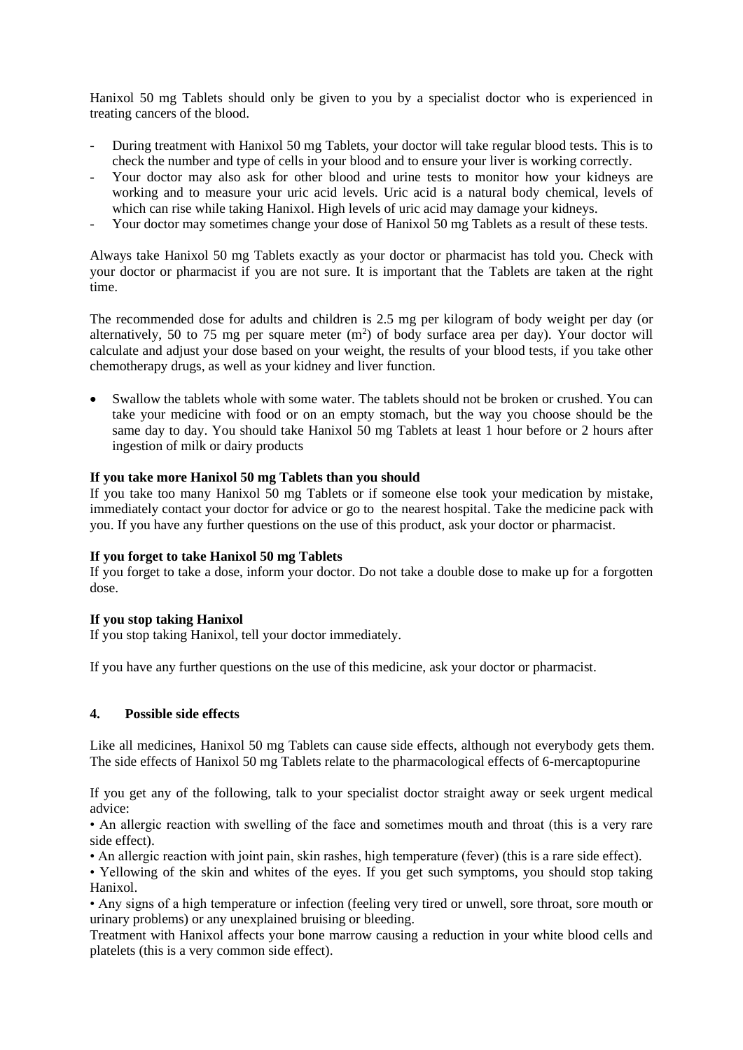Hanixol 50 mg Tablets should only be given to you by a specialist doctor who is experienced in treating cancers of the blood.

- During treatment with Hanixol 50 mg Tablets, your doctor will take regular blood tests. This is to check the number and type of cells in your blood and to ensure your liver is working correctly.
- Your doctor may also ask for other blood and urine tests to monitor how your kidneys are working and to measure your uric acid levels. Uric acid is a natural body chemical, levels of which can rise while taking Hanixol. High levels of uric acid may damage your kidneys.
- Your doctor may sometimes change your dose of Hanixol 50 mg Tablets as a result of these tests.

Always take Hanixol 50 mg Tablets exactly as your doctor or pharmacist has told you. Check with your doctor or pharmacist if you are not sure. It is important that the Tablets are taken at the right time.

The recommended dose for adults and children is 2.5 mg per kilogram of body weight per day (or alternatively, 50 to 75 mg per square meter ($m^2$) of body surface area per day). Your doctor will calculate and adjust your dose based on your weight, the results of your blood tests, if you take other chemotherapy drugs, as well as your kidney and liver function.

- Swallow the tablets whole with some water. The tablets should not be broken or crushed. You can take your medicine with food or on an empty stomach, but the way you choose should be the same day to day. You should take Hanixol 50 mg Tablets at least 1 hour before or 2 hours after ingestion of milk or dairy products

**If you take more Hanixol 50 mg Tablets than you should**
If you take too many Hanixol 50 mg Tablets or if someone else took your medication by mistake, immediately contact your doctor for advice or go to the nearest hospital. Take the medicine pack with you. If you have any further questions on the use of this product, ask your doctor or pharmacist.

**If you forget to take Hanixol 50 mg Tablets**
If you forget to take a dose, inform your doctor. Do not take a double dose to make up for a forgotten dose.

**If you stop taking Hanixol**
If you stop taking Hanixol, tell your doctor immediately.

If you have any further questions on the use of this medicine, ask your doctor or pharmacist.

## 4. Possible side effects

Like all medicines, Hanixol 50 mg Tablets can cause side effects, although not everybody gets them. The side effects of Hanixol 50 mg Tablets relate to the pharmacological effects of 6-mercaptopurine

If you get any of the following, talk to your specialist doctor straight away or seek urgent medical advice:

• An allergic reaction with swelling of the face and sometimes mouth and throat (this is a very rare side effect).

• An allergic reaction with joint pain, skin rashes, high temperature (fever) (this is a rare side effect).

• Yellowing of the skin and whites of the eyes. If you get such symptoms, you should stop taking Hanixol.

• Any signs of a high temperature or infection (feeling very tired or unwell, sore throat, sore mouth or urinary problems) or any unexplained bruising or bleeding.

Treatment with Hanixol affects your bone marrow causing a reduction in your white blood cells and platelets (this is a very common side effect).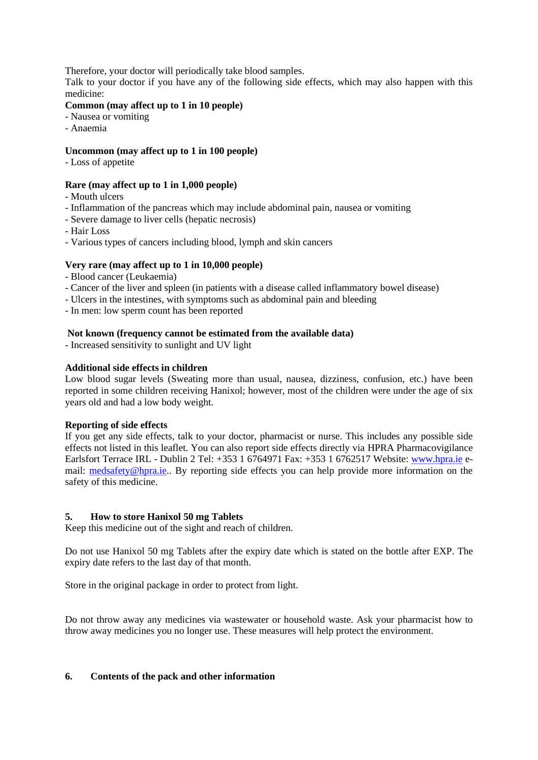Therefore, your doctor will periodically take blood samples.
Talk to your doctor if you have any of the following side effects, which may also happen with this medicine:

**Common (may affect up to 1 in 10 people)**
- Nausea or vomiting
- Anaemia

**Uncommon (may affect up to 1 in 100 people)**
- Loss of appetite

**Rare (may affect up to 1 in 1,000 people)**
- Mouth ulcers
- Inflammation of the pancreas which may include abdominal pain, nausea or vomiting
- Severe damage to liver cells (hepatic necrosis)
- Hair Loss
- Various types of cancers including blood, lymph and skin cancers

**Very rare (may affect up to 1 in 10,000 people)**
- Blood cancer (Leukaemia)
- Cancer of the liver and spleen (in patients with a disease called inflammatory bowel disease)
- Ulcers in the intestines, with symptoms such as abdominal pain and bleeding
- In men: low sperm count has been reported

**Not known (frequency cannot be estimated from the available data)**
- Increased sensitivity to sunlight and UV light

**Additional side effects in children**
Low blood sugar levels (Sweating more than usual, nausea, dizziness, confusion, etc.) have been reported in some children receiving Hanixol; however, most of the children were under the age of six years old and had a low body weight.

**Reporting of side effects**
If you get any side effects, talk to your doctor, pharmacist or nurse. This includes any possible side effects not listed in this leaflet. You can also report side effects directly via HPRA Pharmacovigilance Earlsfort Terrace IRL - Dublin 2 Tel: +353 1 6764971 Fax: +353 1 6762517 Website: www.hpra.ie e-mail: medsafety@hpra.ie.. By reporting side effects you can help provide more information on the safety of this medicine.

## 5. How to store Hanixol 50 mg Tablets

Keep this medicine out of the sight and reach of children.

Do not use Hanixol 50 mg Tablets after the expiry date which is stated on the bottle after EXP. The expiry date refers to the last day of that month.

Store in the original package in order to protect from light.

Do not throw away any medicines via wastewater or household waste. Ask your pharmacist how to throw away medicines you no longer use. These measures will help protect the environment.

## 6. Contents of the pack and other information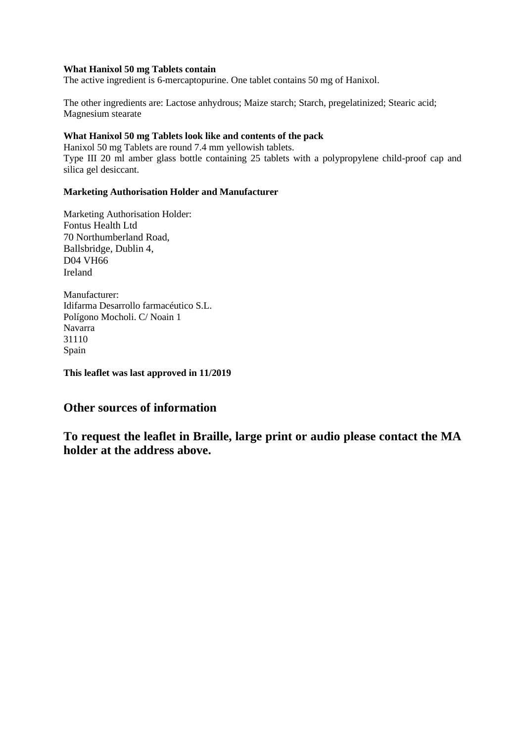**What Hanixol 50 mg Tablets contain**
The active ingredient is 6-mercaptopurine. One tablet contains 50 mg of Hanixol.

The other ingredients are: Lactose anhydrous; Maize starch; Starch, pregelatinized; Stearic acid; Magnesium stearate

**What Hanixol 50 mg Tablets look like and contents of the pack**
Hanixol 50 mg Tablets are round 7.4 mm yellowish tablets.
Type III 20 ml amber glass bottle containing 25 tablets with a polypropylene child-proof cap and silica gel desiccant.

**Marketing Authorisation Holder and Manufacturer**

Marketing Authorisation Holder:
Fontus Health Ltd
70 Northumberland Road,
Ballsbridge, Dublin 4,
D04 VH66
Ireland

Manufacturer:
Idifarma Desarrollo farmacéutico S.L.
Polígono Mocholi. C/ Noain 1
Navarra
31110
Spain

**This leaflet was last approved in 11/2019**

## Other sources of information

## To request the leaflet in Braille, large print or audio please contact the MA holder at the address above.